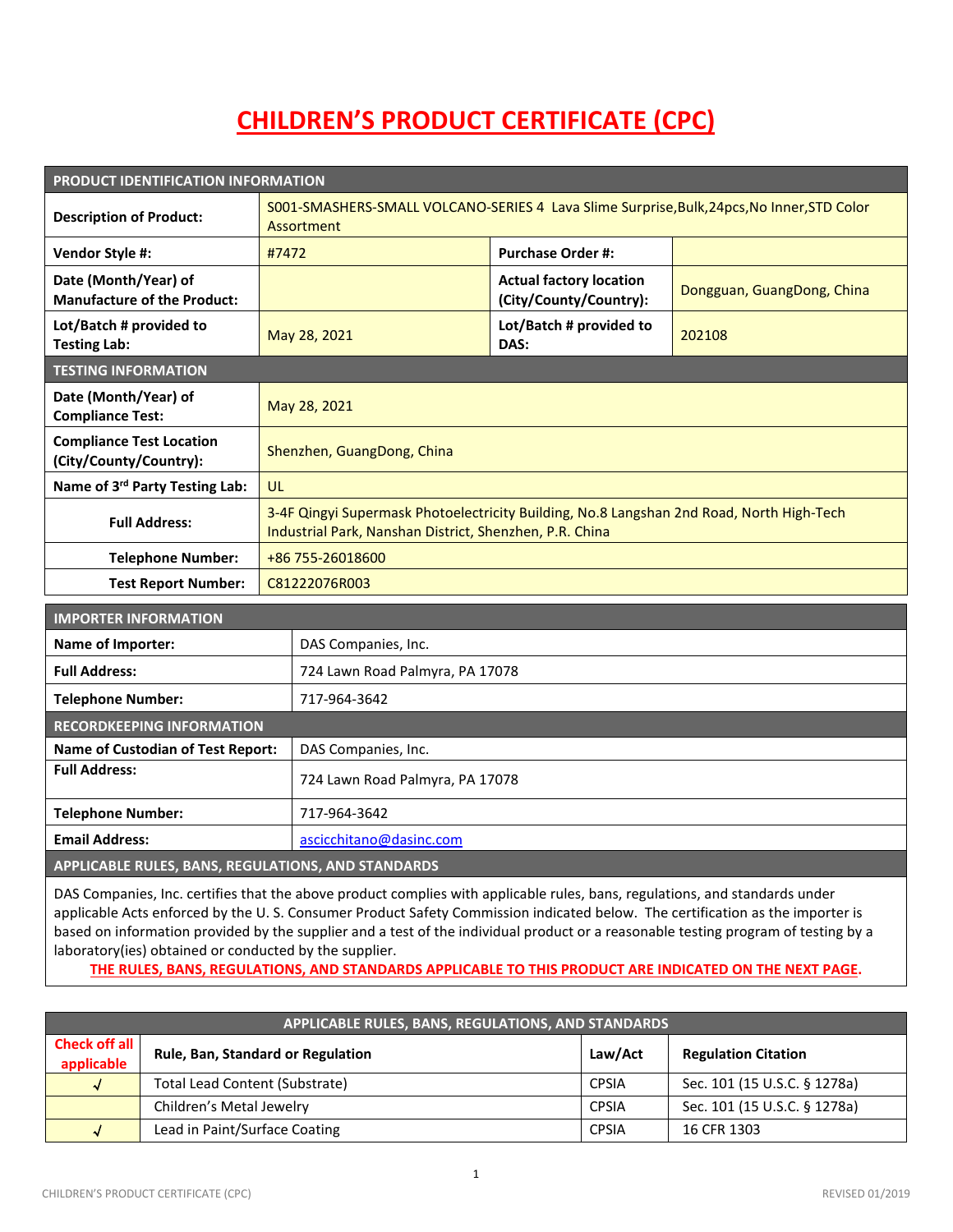# CHILDREN'S PRODUCT CERTIFICATE (CPC)

| PRODUCT IDENTIFICATION INFORMATION | | | |
|---|---|---|---|
| **Description of Product:** | S001-SMASHERS-SMALL VOLCANO-SERIES 4 Lava Slime Surprise,Bulk,24pcs,No Inner,STD Color Assortment | | |
| **Vendor Style #:** | #7472 | **Purchase Order #:** | |
| **Date (Month/Year) of Manufacture of the Product:** | | **Actual factory location (City/County/Country):** | Dongguan, GuangDong, China |
| **Lot/Batch # provided to Testing Lab:** | May 28, 2021 | **Lot/Batch # provided to DAS:** | 202108 |
| **TESTING INFORMATION** | | | |
| **Date (Month/Year) of Compliance Test:** | May 28, 2021 | | |
| **Compliance Test Location (City/County/Country):** | Shenzhen, GuangDong, China | | |
| **Name of 3rd Party Testing Lab:** | UL | | |
| **Full Address:** | 3-4F Qingyi Supermask Photoelectricity Building, No.8 Langshan 2nd Road, North High-Tech Industrial Park, Nanshan District, Shenzhen, P.R. China | | |
| **Telephone Number:** | +86 755-26018600 | | |
| **Test Report Number:** | C81222076R003 | | |

| IMPORTER INFORMATION | |
|---|---|
| **Name of Importer:** | DAS Companies, Inc. |
| **Full Address:** | 724 Lawn Road Palmyra, PA 17078 |
| **Telephone Number:** | 717-964-3642 |
| **RECORDKEEPING INFORMATION** | |
| **Name of Custodian of Test Report:** | DAS Companies, Inc. |
| **Full Address:** | 724 Lawn Road Palmyra, PA 17078 |
| **Telephone Number:** | 717-964-3642 |
| **Email Address:** | ascicchitano@dasinc.com |

## APPLICABLE RULES, BANS, REGULATIONS, AND STANDARDS

DAS Companies, Inc. certifies that the above product complies with applicable rules, bans, regulations, and standards under applicable Acts enforced by the U. S. Consumer Product Safety Commission indicated below. The certification as the importer is based on information provided by the supplier and a test of the individual product or a reasonable testing program of testing by a laboratory(ies) obtained or conducted by the supplier.

**THE RULES, BANS, REGULATIONS, AND STANDARDS APPLICABLE TO THIS PRODUCT ARE INDICATED ON THE NEXT PAGE.**

| APPLICABLE RULES, BANS, REGULATIONS, AND STANDARDS | | | |
|---|---|---|---|
| **Check off all applicable** | **Rule, Ban, Standard or Regulation** | **Law/Act** | **Regulation Citation** |
| √ | Total Lead Content (Substrate) | CPSIA | Sec. 101 (15 U.S.C. § 1278a) |
| | Children's Metal Jewelry | CPSIA | Sec. 101 (15 U.S.C. § 1278a) |
| √ | Lead in Paint/Surface Coating | CPSIA | 16 CFR 1303 |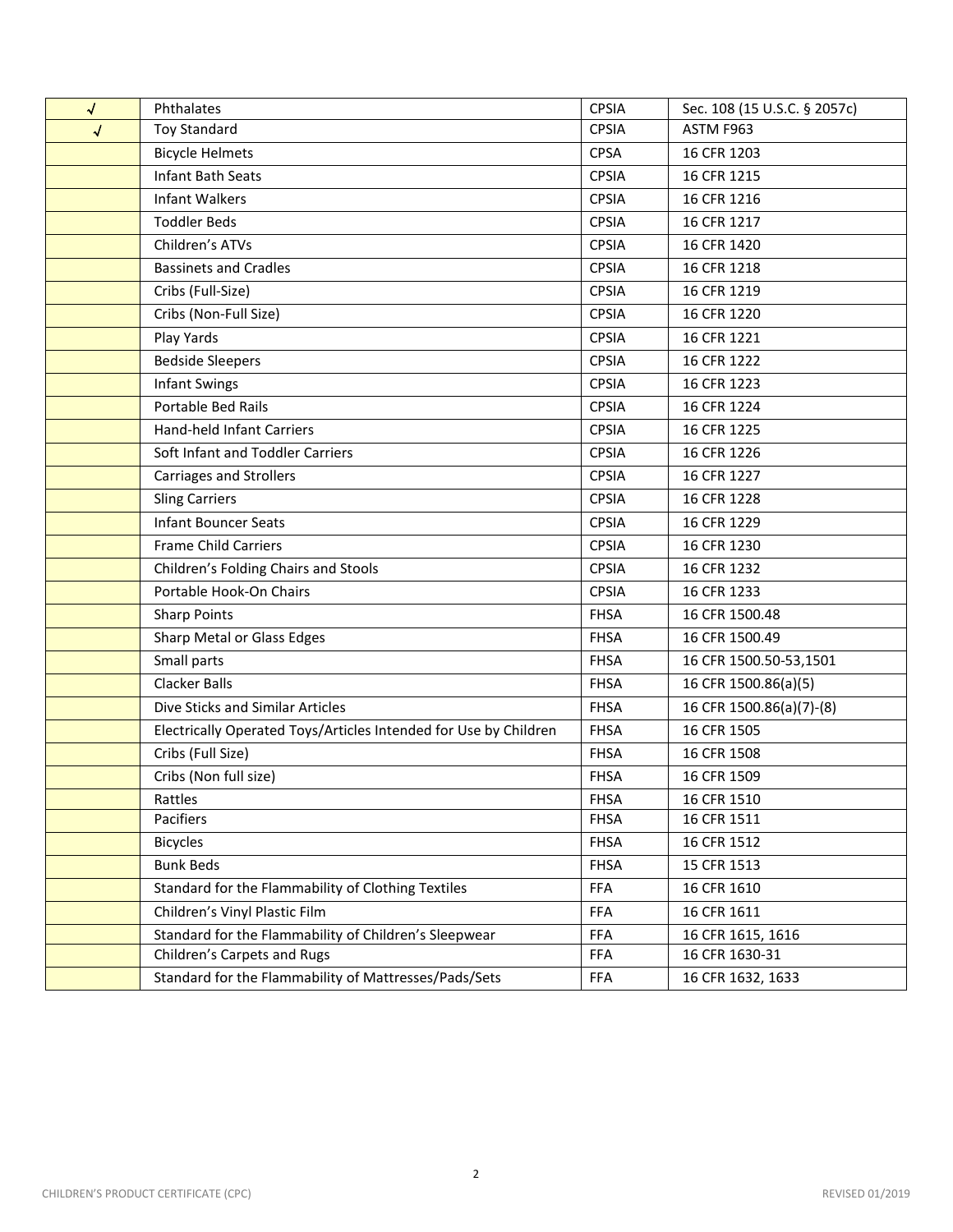| | | | |
|---|---|---|---|
| √ | Phthalates | CPSIA | Sec. 108 (15 U.S.C. § 2057c) |
| √ | Toy Standard | CPSIA | ASTM F963 |
| | Bicycle Helmets | CPSA | 16 CFR 1203 |
| | Infant Bath Seats | CPSIA | 16 CFR 1215 |
| | Infant Walkers | CPSIA | 16 CFR 1216 |
| | Toddler Beds | CPSIA | 16 CFR 1217 |
| | Children's ATVs | CPSIA | 16 CFR 1420 |
| | Bassinets and Cradles | CPSIA | 16 CFR 1218 |
| | Cribs (Full-Size) | CPSIA | 16 CFR 1219 |
| | Cribs (Non-Full Size) | CPSIA | 16 CFR 1220 |
| | Play Yards | CPSIA | 16 CFR 1221 |
| | Bedside Sleepers | CPSIA | 16 CFR 1222 |
| | Infant Swings | CPSIA | 16 CFR 1223 |
| | Portable Bed Rails | CPSIA | 16 CFR 1224 |
| | Hand-held Infant Carriers | CPSIA | 16 CFR 1225 |
| | Soft Infant and Toddler Carriers | CPSIA | 16 CFR 1226 |
| | Carriages and Strollers | CPSIA | 16 CFR 1227 |
| | Sling Carriers | CPSIA | 16 CFR 1228 |
| | Infant Bouncer Seats | CPSIA | 16 CFR 1229 |
| | Frame Child Carriers | CPSIA | 16 CFR 1230 |
| | Children's Folding Chairs and Stools | CPSIA | 16 CFR 1232 |
| | Portable Hook-On Chairs | CPSIA | 16 CFR 1233 |
| | Sharp Points | FHSA | 16 CFR 1500.48 |
| | Sharp Metal or Glass Edges | FHSA | 16 CFR 1500.49 |
| | Small parts | FHSA | 16 CFR 1500.50-53,1501 |
| | Clacker Balls | FHSA | 16 CFR 1500.86(a)(5) |
| | Dive Sticks and Similar Articles | FHSA | 16 CFR 1500.86(a)(7)-(8) |
| | Electrically Operated Toys/Articles Intended for Use by Children | FHSA | 16 CFR 1505 |
| | Cribs (Full Size) | FHSA | 16 CFR 1508 |
| | Cribs (Non full size) | FHSA | 16 CFR 1509 |
| | Rattles | FHSA | 16 CFR 1510 |
| | Pacifiers | FHSA | 16 CFR 1511 |
| | Bicycles | FHSA | 16 CFR 1512 |
| | Bunk Beds | FHSA | 15 CFR 1513 |
| | Standard for the Flammability of Clothing Textiles | FFA | 16 CFR 1610 |
| | Children's Vinyl Plastic Film | FFA | 16 CFR 1611 |
| | Standard for the Flammability of Children's Sleepwear | FFA | 16 CFR 1615, 1616 |
| | Children's Carpets and Rugs | FFA | 16 CFR 1630-31 |
| | Standard for the Flammability of Mattresses/Pads/Sets | FFA | 16 CFR 1632, 1633 |